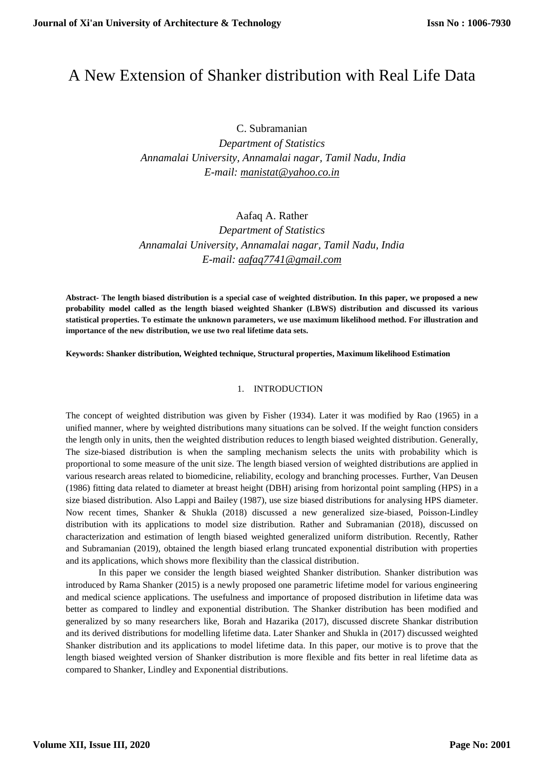# A New Extension of Shanker distribution with Real Life Data

C. Subramanian

*Department of Statistics*
*Annamalai University, Annamalai nagar, Tamil Nadu, India*
*E-mail: manistat@yahoo.co.in*

Aafaq A. Rather

*Department of Statistics*
*Annamalai University, Annamalai nagar, Tamil Nadu, India*
*E-mail: aafaq7741@gmail.com*

**Abstract- The length biased distribution is a special case of weighted distribution. In this paper, we proposed a new probability model called as the length biased weighted Shanker (LBWS) distribution and discussed its various statistical properties. To estimate the unknown parameters, we use maximum likelihood method. For illustration and importance of the new distribution, we use two real lifetime data sets.**

**Keywords: Shanker distribution, Weighted technique, Structural properties, Maximum likelihood Estimation**

## 1. INTRODUCTION

The concept of weighted distribution was given by Fisher (1934). Later it was modified by Rao (1965) in a unified manner, where by weighted distributions many situations can be solved. If the weight function considers the length only in units, then the weighted distribution reduces to length biased weighted distribution. Generally, The size-biased distribution is when the sampling mechanism selects the units with probability which is proportional to some measure of the unit size. The length biased version of weighted distributions are applied in various research areas related to biomedicine, reliability, ecology and branching processes. Further, Van Deusen (1986) fitting data related to diameter at breast height (DBH) arising from horizontal point sampling (HPS) in a size biased distribution. Also Lappi and Bailey (1987), use size biased distributions for analysing HPS diameter. Now recent times, Shanker & Shukla (2018) discussed a new generalized size-biased, Poisson-Lindley distribution with its applications to model size distribution. Rather and Subramanian (2018), discussed on characterization and estimation of length biased weighted generalized uniform distribution. Recently, Rather and Subramanian (2019), obtained the length biased erlang truncated exponential distribution with properties and its applications, which shows more flexibility than the classical distribution.

In this paper we consider the length biased weighted Shanker distribution. Shanker distribution was introduced by Rama Shanker (2015) is a newly proposed one parametric lifetime model for various engineering and medical science applications. The usefulness and importance of proposed distribution in lifetime data was better as compared to lindley and exponential distribution. The Shanker distribution has been modified and generalized by so many researchers like, Borah and Hazarika (2017), discussed discrete Shankar distribution and its derived distributions for modelling lifetime data. Later Shanker and Shukla in (2017) discussed weighted Shanker distribution and its applications to model lifetime data. In this paper, our motive is to prove that the length biased weighted version of Shanker distribution is more flexible and fits better in real lifetime data as compared to Shanker, Lindley and Exponential distributions.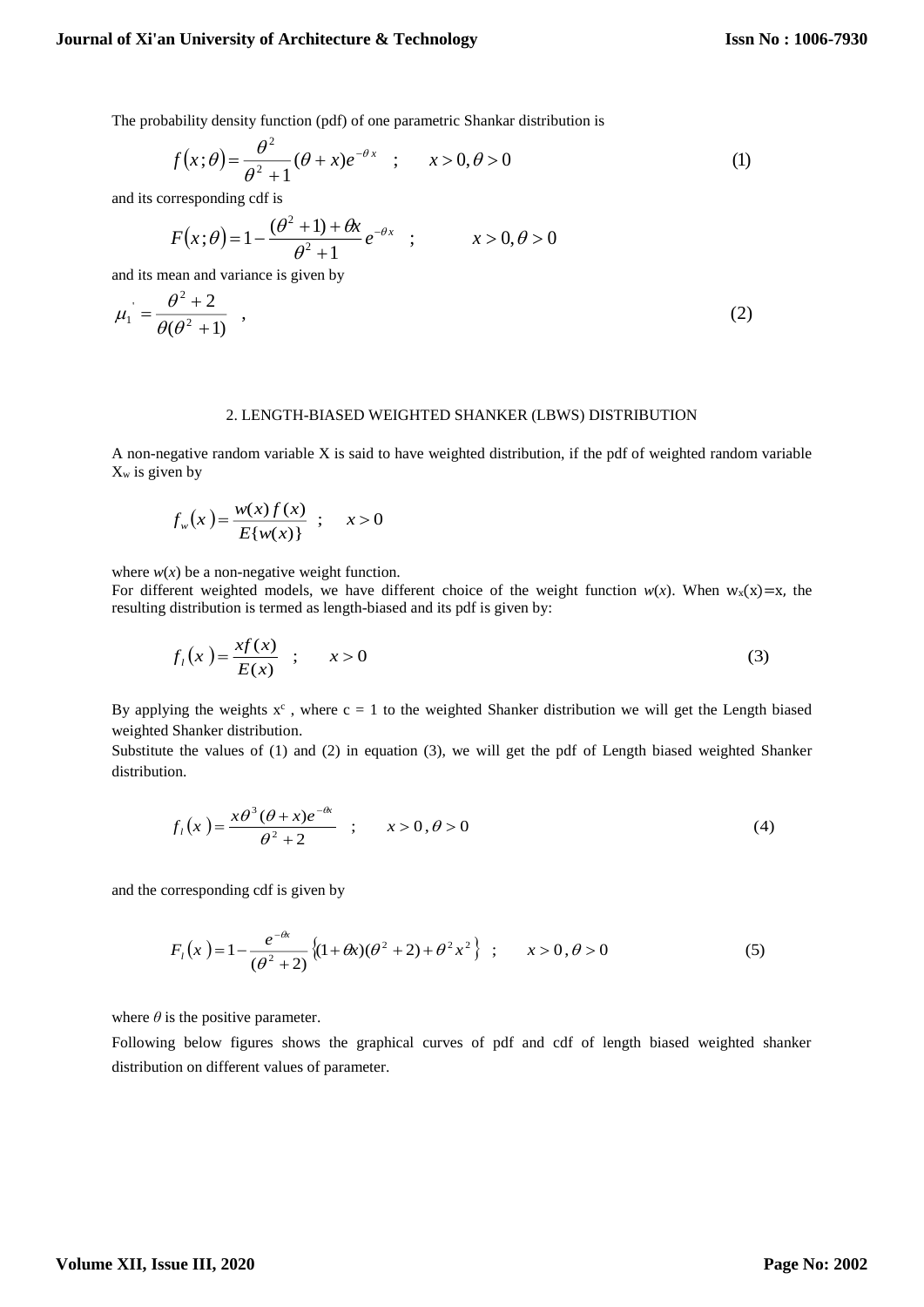The probability density function (pdf) of one parametric Shankar distribution is

$$f(x;\theta)=\frac{\theta^2}{\theta^2+1}(\theta+x)e^{-\theta x} \quad ; \qquad x>0, \theta>0 \tag{1}$$

and its corresponding cdf is

$$F(x;\theta)=1-\frac{(\theta^2+1)+\theta x}{\theta^2+1}e^{-\theta x} \quad ; \qquad x>0, \theta>0$$

and its mean and variance is given by

$$\mu_1^{'}=\frac{\theta^2+2}{\theta(\theta^2+1)} \quad , \tag{2}$$

## 2. LENGTH-BIASED WEIGHTED SHANKER (LBWS) DISTRIBUTION

A non-negative random variable X is said to have weighted distribution, if the pdf of weighted random variable $X_w$ is given by

$$f_w(x)=\frac{w(x)f(x)}{E\{w(x)\}} \quad ; \quad x>0$$

where $w(x)$ be a non-negative weight function.

For different weighted models, we have different choice of the weight function $w(x)$. When $w_x(x)=x$, the resulting distribution is termed as length-biased and its pdf is given by:

$$f_l(x)=\frac{xf(x)}{E(x)} \quad ; \qquad x>0 \tag{3}$$

By applying the weights $x^c$ , where c = 1 to the weighted Shanker distribution we will get the Length biased weighted Shanker distribution.

Substitute the values of (1) and (2) in equation (3), we will get the pdf of Length biased weighted Shanker distribution.

$$f_l(x)=\frac{x\theta^3(\theta+x)e^{-\theta x}}{\theta^2+2} \quad ; \qquad x>0\,,\theta>0 \tag{4}$$

and the corresponding cdf is given by

$$F_l(x)=1-\frac{e^{-\theta x}}{(\theta^2+2)}\left\{(1+\theta x)(\theta^2+2)+\theta^2x^2\right\} \quad ; \qquad x>0\,,\theta>0 \tag{5}$$

where $\theta$ is the positive parameter.

Following below figures shows the graphical curves of pdf and cdf of length biased weighted shanker distribution on different values of parameter.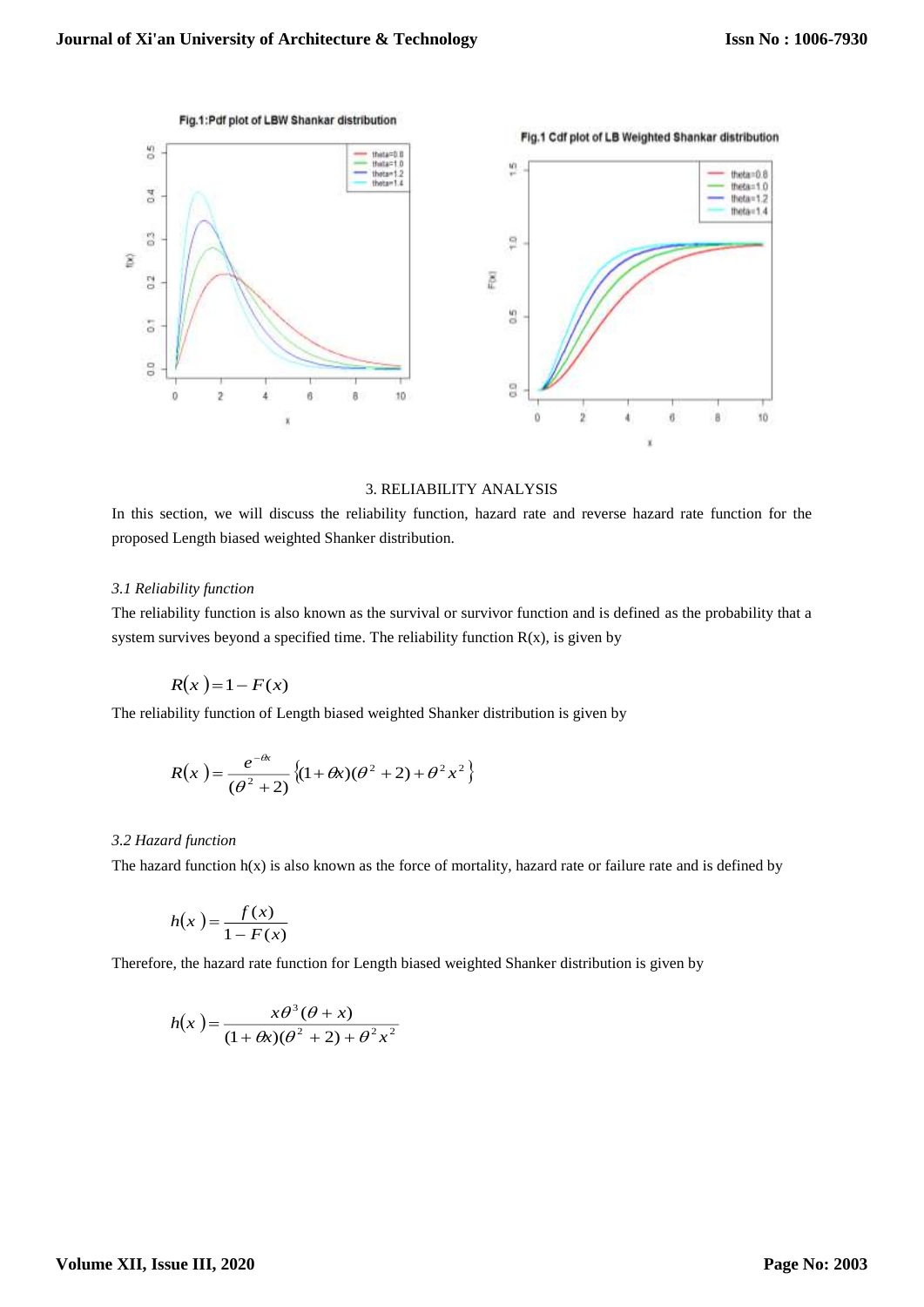Fig.1:Pdf plot of LBW Shankar distribution

Fig.1 Cdf plot of LB Weighted Shankar distribution

## 3. RELIABILITY ANALYSIS

In this section, we will discuss the reliability function, hazard rate and reverse hazard rate function for the proposed Length biased weighted Shanker distribution.

### *3.1 Reliability function*

The reliability function is also known as the survival or survivor function and is defined as the probability that a system survives beyond a specified time. The reliability function R(x), is given by

$$R(x) = 1 - F(x)$$

The reliability function of Length biased weighted Shanker distribution is given by

$$R(x) = \frac{e^{-\theta x}}{(\theta^2 + 2)} \left\{ (1 + \theta x)(\theta^2 + 2) + \theta^2 x^2 \right\}$$

### *3.2 Hazard function*

The hazard function h(x) is also known as the force of mortality, hazard rate or failure rate and is defined by

$$h(x) = \frac{f(x)}{1 - F(x)}$$

Therefore, the hazard rate function for Length biased weighted Shanker distribution is given by

$$h(x) = \frac{x\theta^3(\theta + x)}{(1 + \theta x)(\theta^2 + 2) + \theta^2 x^2}$$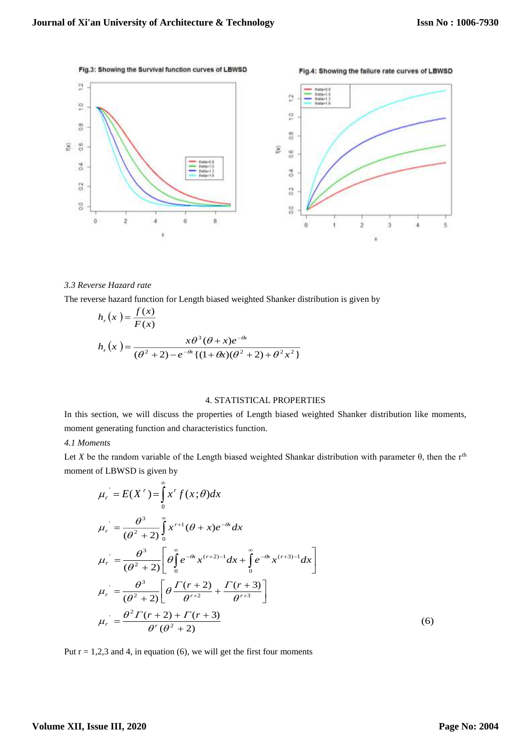Fig.3: Showing the Survival function curves of LBWSD

Fig.4: Showing the failure rate curves of LBWSD

*3.3 Reverse Hazard rate*

The reverse hazard function for Length biased weighted Shanker distribution is given by

$$h_r(x) = \frac{f(x)}{F(x)}$$

$$h_r(x) = \frac{x\theta^3(\theta + x)e^{-\theta x}}{(\theta^2+2) - e^{-\theta x}\{(1+\theta x)(\theta^2+2) + \theta^2 x^2\}}$$

## 4. STATISTICAL PROPERTIES

In this section, we will discuss the properties of Length biased weighted Shanker distribution like moments, moment generating function and characteristics function.

*4.1 Moments*

Let $X$ be the random variable of the Length biased weighted Shankar distribution with parameter θ, then the r[th] moment of LBWSD is given by

$$\mu_r' = E(X^r) = \int_0^\infty x^r f(x;\theta)dx$$

$$\mu_r' = \frac{\theta^3}{(\theta^2+2)}\int_0^\infty x^{r+1}(\theta + x)e^{-\theta x}dx$$

$$\mu_r' = \frac{\theta^3}{(\theta^2+2)}\left[\theta\int_0^\infty e^{-\theta x}x^{(r+2)-1}dx + \int_0^\infty e^{-\theta x}x^{(r+3)-1}dx\right]$$

$$\mu_r' = \frac{\theta^3}{(\theta^2+2)}\left[\theta\frac{\Gamma(r+2)}{\theta^{r+2}} + \frac{\Gamma(r+3)}{\theta^{r+3}}\right]$$

$$\mu_r' = \frac{\theta^2\Gamma(r+2) + \Gamma(r+3)}{\theta^r(\theta^2+2)} \qquad (6)$$

Put r = 1,2,3 and 4, in equation (6), we will get the first four moments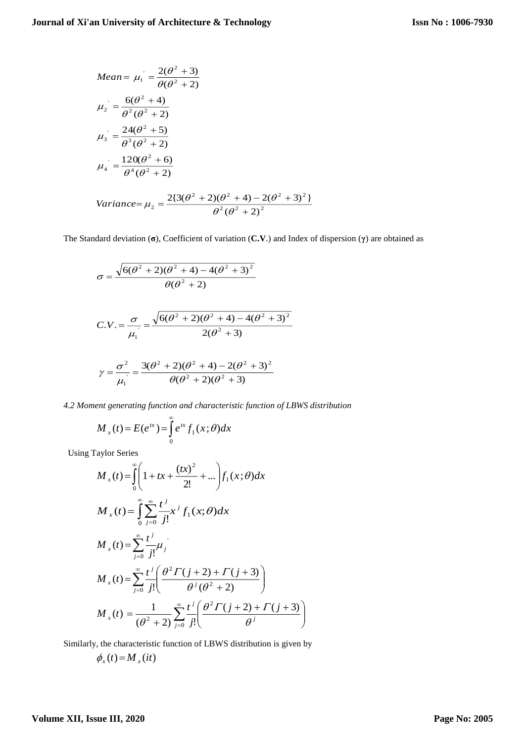$$Mean = \mu_1^{'} = \frac{2(\theta^2+3)}{\theta(\theta^2+2)}$$

$$\mu_2^{'} = \frac{6(\theta^2+4)}{\theta^2(\theta^2+2)}$$

$$\mu_3^{'} = \frac{24(\theta^2+5)}{\theta^3(\theta^2+2)}$$

$$\mu_4^{'} = \frac{120(\theta^2+6)}{\theta^4(\theta^2+2)}$$

$$Variance = \mu_2 = \frac{2\{3(\theta^2+2)(\theta^2+4)-2(\theta^2+3)^2\}}{\theta^2(\theta^2+2)^2}$$

The Standard deviation (**σ**), Coefficient of variation (**C.V**.) and Index of dispersion (**γ**) are obtained as

$$\sigma = \frac{\sqrt{6(\theta^2+2)(\theta^2+4)-4(\theta^2+3)^2}}{\theta(\theta^2+2)}$$

$$C.V. = \frac{\sigma}{\mu_1^{'}} = \frac{\sqrt{6(\theta^2+2)(\theta^2+4)-4(\theta^2+3)^2}}{2(\theta^2+3)}$$

$$\gamma = \frac{\sigma^2}{\mu_1^{'}} = \frac{3(\theta^2+2)(\theta^2+4)-2(\theta^2+3)^2}{\theta(\theta^2+2)(\theta^2+3)}$$

*4.2 Moment generating function and characteristic function of LBWS distribution*

$$M_x(t) = E(e^{tx}) = \int_0^\infty e^{tx} f_1(x;\theta)dx$$

Using Taylor Series

$$M_x(t) = \int_0^\infty \left(1 + tx + \frac{(tx)^2}{2!} + \ldots\right) f_1(x;\theta)dx$$

$$M_x(t) = \int_0^\infty \sum_{j=0}^\infty \frac{t^j}{j!} x^j f_1(x;\theta)dx$$

$$M_x(t) = \sum_{j=0}^\infty \frac{t^j}{j!} \mu_j^{'}$$

$$M_x(t) = \sum_{j=0}^\infty \frac{t^j}{j!} \left(\frac{\theta^2 \Gamma(j+2) + \Gamma(j+3)}{\theta^j(\theta^2+2)}\right)$$

$$M_x(t) = \frac{1}{(\theta^2+2)} \sum_{j=0}^\infty \frac{t^j}{j!} \left(\frac{\theta^2 \Gamma(j+2) + \Gamma(j+3)}{\theta^j}\right)$$

Similarly, the characteristic function of LBWS distribution is given by

$$\phi_x(t) = M_x(it)$$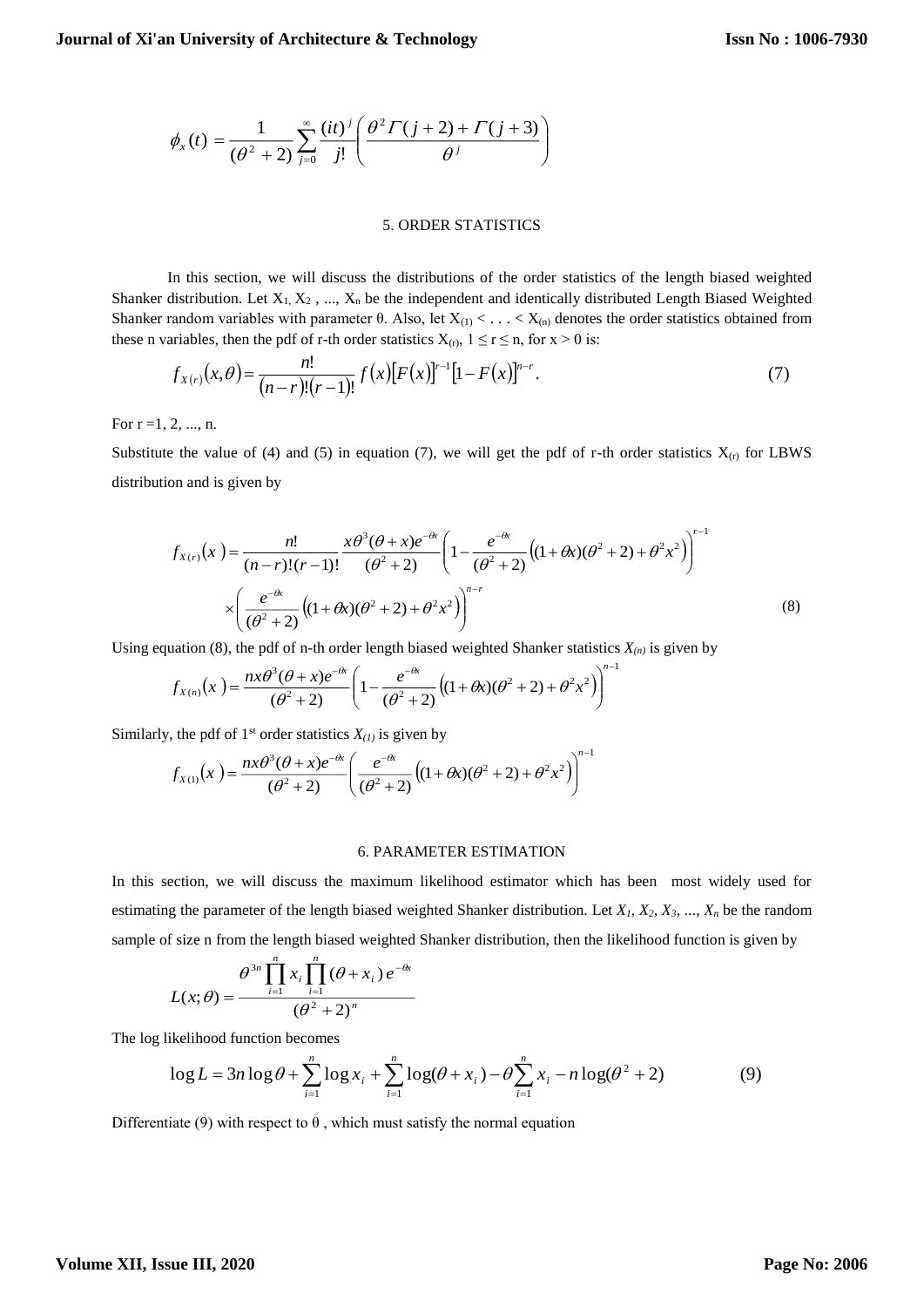$$\phi_x(t) = \frac{1}{(\theta^2+2)} \sum_{j=0}^{\infty} \frac{(it)^j}{j!} \left( \frac{\theta^2 \Gamma(j+2) + \Gamma(j+3)}{\theta^j} \right)$$

## 5. ORDER STATISTICS

In this section, we will discuss the distributions of the order statistics of the length biased weighted Shanker distribution. Let $X_1, X_2, ..., X_n$ be the independent and identically distributed Length Biased Weighted Shanker random variables with parameter θ. Also, let $X_{(1)} < . . . < X_{(n)}$ denotes the order statistics obtained from these n variables, then the pdf of r-th order statistics $X_{(r)}$, $1 \leq r \leq n$, for $x > 0$ is:

$$f_{X(r)}(x, \theta) = \frac{n!}{(n-r)!(r-1)!} f(x) [F(x)]^{r-1} [1-F(x)]^{n-r}. \tag{7}$$

For r =1, 2, ..., n.

Substitute the value of (4) and (5) in equation (7), we will get the pdf of r-th order statistics $X_{(r)}$ for LBWS distribution and is given by

$$f_{X(r)}(x) = \frac{n!}{(n-r)!(r-1)!} \frac{x\theta^3(\theta+x)e^{-\theta x}}{(\theta^2+2)} \left(1 - \frac{e^{-\theta x}}{(\theta^2+2)}\left((1+\theta x)(\theta^2+2)+\theta^2 x^2\right)\right)^{r-1}$$
$$\times \left(\frac{e^{-\theta x}}{(\theta^2+2)}\left((1+\theta x)(\theta^2+2)+\theta^2 x^2\right)\right)^{n-r} \tag{8}$$

Using equation (8), the pdf of n-th order length biased weighted Shanker statistics $X_{(n)}$ is given by

$$f_{X(n)}(x) = \frac{nx\theta^3(\theta+x)e^{-\theta x}}{(\theta^2+2)} \left(1 - \frac{e^{-\theta x}}{(\theta^2+2)}\left((1+\theta x)(\theta^2+2)+\theta^2 x^2\right)\right)^{n-1}$$

Similarly, the pdf of 1st order statistics $X_{(1)}$ is given by

$$f_{X(1)}(x) = \frac{nx\theta^3(\theta+x)e^{-\theta x}}{(\theta^2+2)} \left(\frac{e^{-\theta x}}{(\theta^2+2)}\left((1+\theta x)(\theta^2+2)+\theta^2 x^2\right)\right)^{n-1}$$

## 6. PARAMETER ESTIMATION

In this section, we will discuss the maximum likelihood estimator which has been most widely used for estimating the parameter of the length biased weighted Shanker distribution. Let $X_1, X_2, X_3, ..., X_n$ be the random sample of size n from the length biased weighted Shanker distribution, then the likelihood function is given by

$$L(x;\theta) = \frac{\theta^{3n} \prod_{i=1}^{n} x_i \prod_{i=1}^{n} (\theta + x_i) e^{-\theta x}}{(\theta^2+2)^n}$$

The log likelihood function becomes

$$\log L = 3n \log\theta + \sum_{i=1}^{n} \log x_i + \sum_{i=1}^{n} \log(\theta + x_i) - \theta \sum_{i=1}^{n} x_i - n\log(\theta^2+2) \tag{9}$$

Differentiate (9) with respect to θ , which must satisfy the normal equation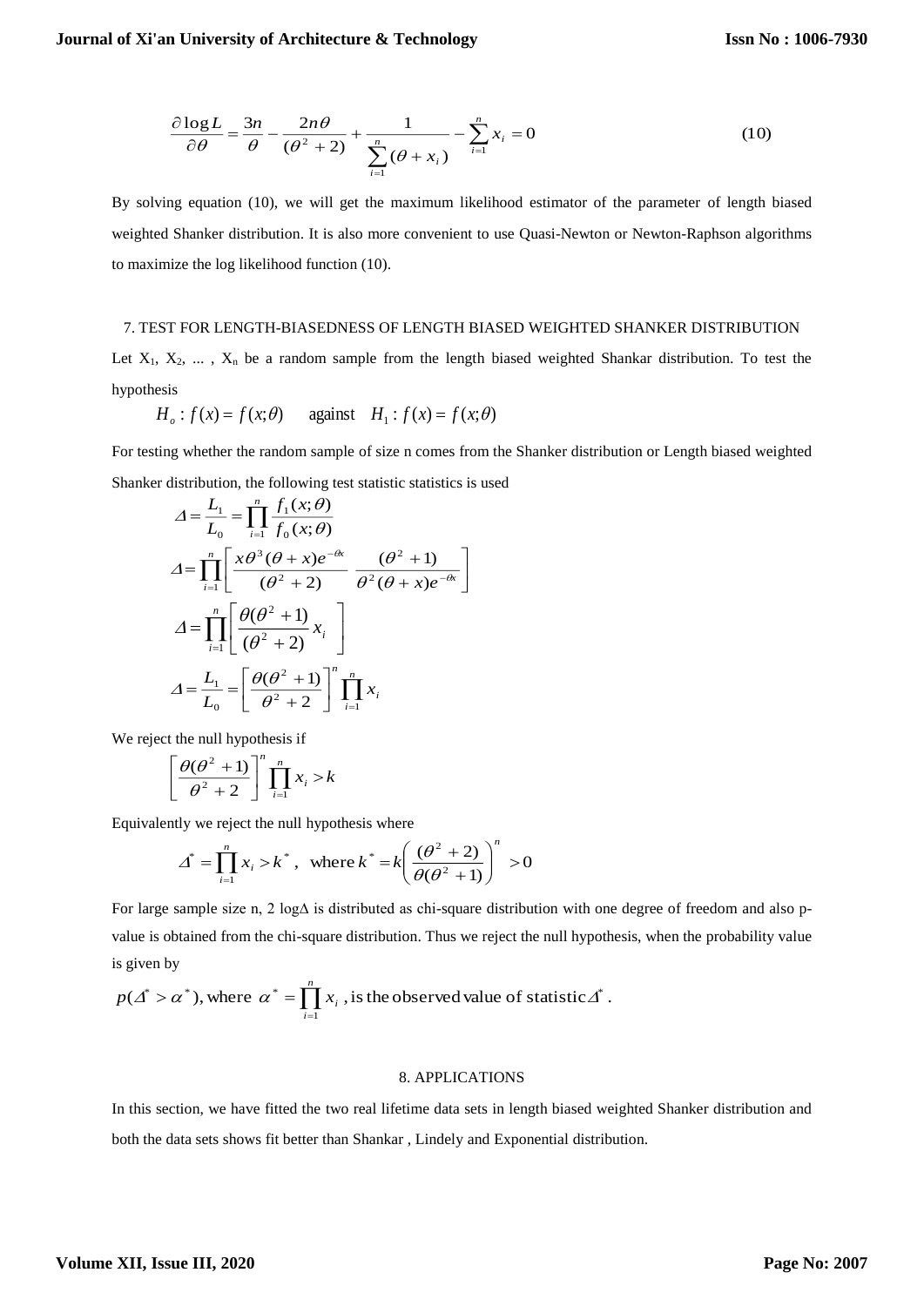$$\frac{\partial \log L}{\partial \theta} = \frac{3n}{\theta} - \frac{2n\theta}{(\theta^2+2)} + \frac{1}{\sum_{i=1}^{n}(\theta + x_i)} - \sum_{i=1}^{n} x_i = 0 \tag{10}$$

By solving equation (10), we will get the maximum likelihood estimator of the parameter of length biased weighted Shanker distribution. It is also more convenient to use Quasi-Newton or Newton-Raphson algorithms to maximize the log likelihood function (10).

## 7. TEST FOR LENGTH-BIASEDNESS OF LENGTH BIASED WEIGHTED SHANKER DISTRIBUTION

Let $X_1, X_2, \ldots, X_n$ be a random sample from the length biased weighted Shankar distribution. To test the hypothesis

$$H_o : f(x) = f(x;\theta) \quad \text{against} \quad H_1 : f(x) = f(x;\theta)$$

For testing whether the random sample of size n comes from the Shanker distribution or Length biased weighted Shanker distribution, the following test statistic statistics is used

$$\Delta = \frac{L_1}{L_0} = \prod_{i=1}^{n} \frac{f_1(x;\theta)}{f_0(x;\theta)}$$

$$\Delta = \prod_{i=1}^{n} \left[ \frac{x\theta^3(\theta + x)e^{-\theta x}}{(\theta^2+2)} \; \frac{(\theta^2+1)}{\theta^2(\theta + x)e^{-\theta x}} \right]$$

$$\Delta = \prod_{i=1}^{n} \left[ \frac{\theta(\theta^2+1)}{(\theta^2+2)} x_i \right]$$

$$\Delta = \frac{L_1}{L_0} = \left[ \frac{\theta(\theta^2+1)}{\theta^2+2} \right]^n \prod_{i=1}^{n} x_i$$

We reject the null hypothesis if

$$\left[ \frac{\theta(\theta^2+1)}{\theta^2+2} \right]^n \prod_{i=1}^{n} x_i > k$$

Equivalently we reject the null hypothesis where

$$\Delta^* = \prod_{i=1}^{n} x_i > k^*, \quad \text{where } k^* = k\left( \frac{(\theta^2+2)}{\theta(\theta^2+1)} \right)^n > 0$$

For large sample size n, 2 logΔ is distributed as chi-square distribution with one degree of freedom and also p-value is obtained from the chi-square distribution. Thus we reject the null hypothesis, when the probability value is given by

$p(\Delta^* > \alpha^*)$, where $\alpha^* = \prod_{i=1}^{n} x_i$ , is the observed value of statistic $\Delta^*$.

## 8. APPLICATIONS

In this section, we have fitted the two real lifetime data sets in length biased weighted Shanker distribution and both the data sets shows fit better than Shankar , Lindely and Exponential distribution.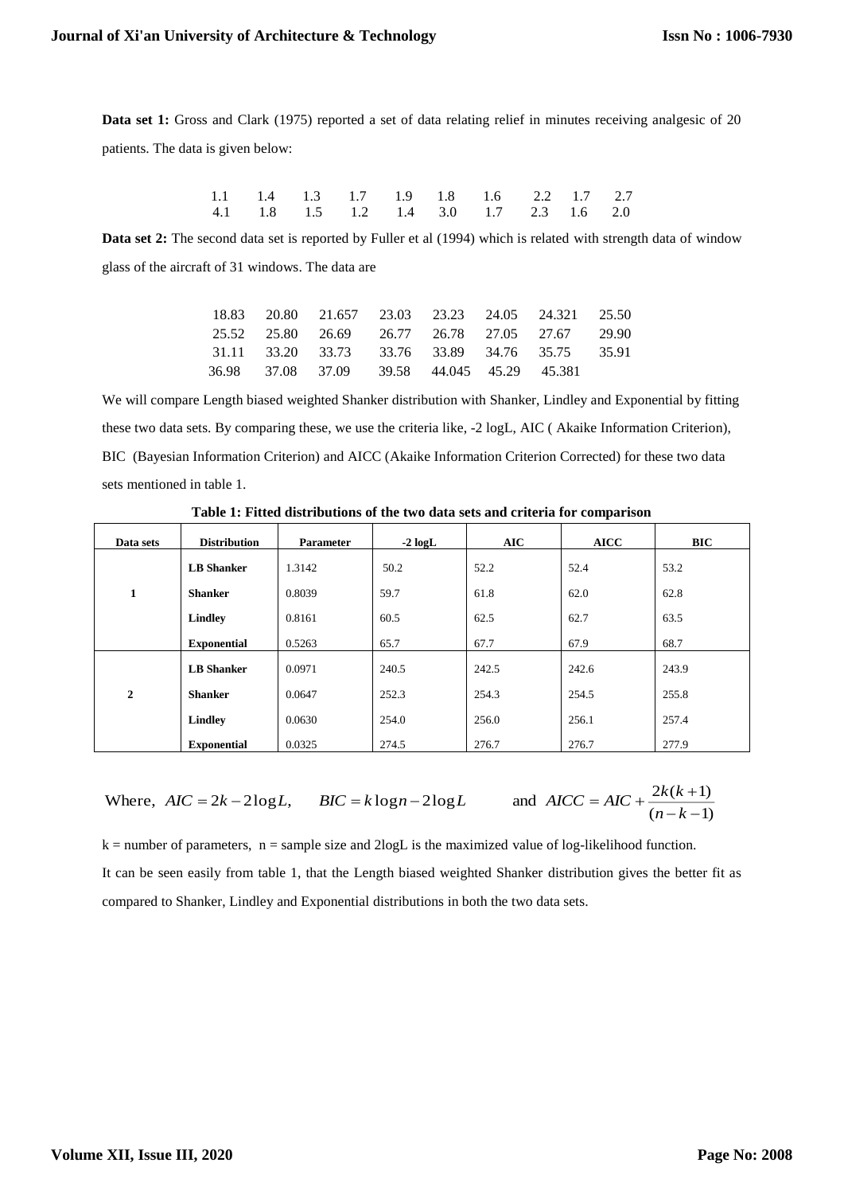**Data set 1:** Gross and Clark (1975) reported a set of data relating relief in minutes receiving analgesic of 20 patients. The data is given below:

| | | | | | | | | | |
|---|---|---|---|---|---|---|---|---|---|
| 1.1 | 1.4 | 1.3 | 1.7 | 1.9 | 1.8 | 1.6 | 2.2 | 1.7 | 2.7 |
| 4.1 | 1.8 | 1.5 | 1.2 | 1.4 | 3.0 | 1.7 | 2.3 | 1.6 | 2.0 |

**Data set 2:** The second data set is reported by Fuller et al (1994) which is related with strength data of window glass of the aircraft of 31 windows. The data are

| | | | | | | | |
|---|---|---|---|---|---|---|---|
| 18.83 | 20.80 | 21.657 | 23.03 | 23.23 | 24.05 | 24.321 | 25.50 |
| 25.52 | 25.80 | 26.69 | 26.77 | 26.78 | 27.05 | 27.67 | 29.90 |
| 31.11 | 33.20 | 33.73 | 33.76 | 33.89 | 34.76 | 35.75 | 35.91 |
| 36.98 | 37.08 | 37.09 | 39.58 | 44.045 | 45.29 | 45.381 | |

We will compare Length biased weighted Shanker distribution with Shanker, Lindley and Exponential by fitting these two data sets. By comparing these, we use the criteria like, -2 logL, AIC ( Akaike Information Criterion), BIC (Bayesian Information Criterion) and AICC (Akaike Information Criterion Corrected) for these two data sets mentioned in table 1.

**Table 1: Fitted distributions of the two data sets and criteria for comparison**

| Data sets | Distribution | Parameter | -2 logL | AIC | AICC | BIC |
|---|---|---|---|---|---|---|
| 1 | **LB Shanker** | 1.3142 | 50.2 | 52.2 | 52.4 | 53.2 |
| | **Shanker** | 0.8039 | 59.7 | 61.8 | 62.0 | 62.8 |
| | **Lindley** | 0.8161 | 60.5 | 62.5 | 62.7 | 63.5 |
| | **Exponential** | 0.5263 | 65.7 | 67.7 | 67.9 | 68.7 |
| 2 | **LB Shanker** | 0.0971 | 240.5 | 242.5 | 242.6 | 243.9 |
| | **Shanker** | 0.0647 | 252.3 | 254.3 | 254.5 | 255.8 |
| | **Lindley** | 0.0630 | 254.0 | 256.0 | 256.1 | 257.4 |
| | **Exponential** | 0.0325 | 274.5 | 276.7 | 276.7 | 277.9 |

Where, $AIC = 2k - 2\log L,$ $\quad BIC = k\log n - 2\log L$ $\quad$ and $AICC = AIC + \frac{2k(k+1)}{(n-k-1)}$

k = number of parameters, n = sample size and 2logL is the maximized value of log-likelihood function.

It can be seen easily from table 1, that the Length biased weighted Shanker distribution gives the better fit as compared to Shanker, Lindley and Exponential distributions in both the two data sets.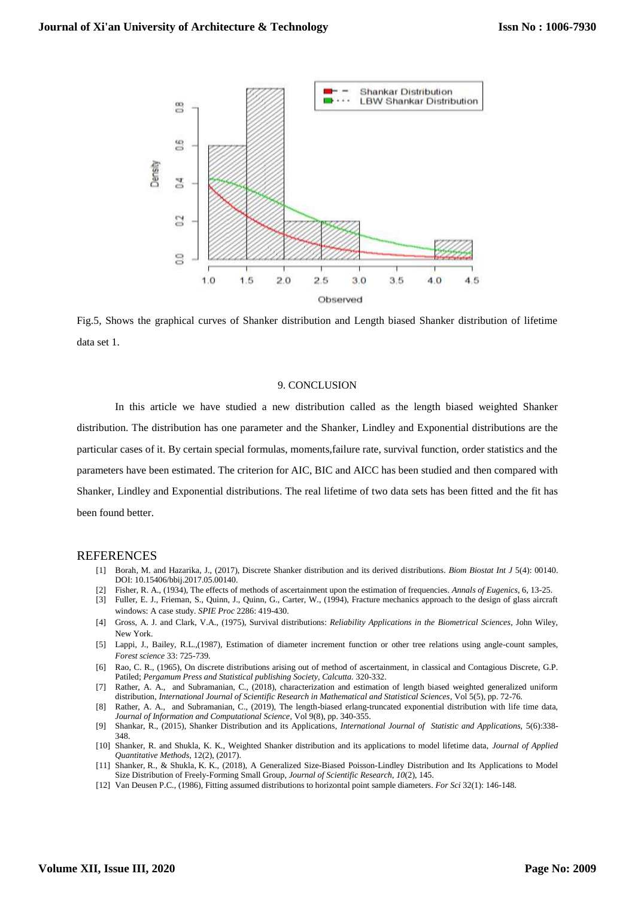Shanker Distribution

LBW Shankar Distribution

Density

0.0

0.2

0.4

0.6

0.8

1.0 1.5 2.0 2.5 3.0 3.5 4.0 4.5

Observed

Fig.5, Shows the graphical curves of Shanker distribution and Length biased Shanker distribution of lifetime data set 1.

## 9. CONCLUSION

In this article we have studied a new distribution called as the length biased weighted Shanker distribution. The distribution has one parameter and the Shanker, Lindley and Exponential distributions are the particular cases of it. By certain special formulas, moments,failure rate, survival function, order statistics and the parameters have been estimated. The criterion for AIC, BIC and AICC has been studied and then compared with Shanker, Lindley and Exponential distributions. The real lifetime of two data sets has been fitted and the fit has been found better.

## REFERENCES

[1] Borah, M. and Hazarika, J., (2017), Discrete Shanker distribution and its derived distributions. *Biom Biostat Int J* 5(4): 00140. DOI: 10.15406/bbij.2017.05.00140.

[2] Fisher, R. A., (1934), The effects of methods of ascertainment upon the estimation of frequencies. *Annals of Eugenics*, 6, 13-25.

[3] Fuller, E. J., Frieman, S., Quinn, J., Quinn, G., Carter, W., (1994), Fracture mechanics approach to the design of glass aircraft windows: A case study. *SPIE Proc* 2286: 419-430.

[4] Gross, A. J. and Clark, V.A., (1975), Survival distributions: *Reliability Applications in the Biometrical Sciences*, John Wiley, New York.

[5] Lappi, J., Bailey, R.L.,(1987), Estimation of diameter increment function or other tree relations using angle-count samples, *Forest science* 33: 725-739.

[6] Rao, C. R., (1965), On discrete distributions arising out of method of ascertainment, in classical and Contagious Discrete, G.P. Patiled; *Pergamum Press and Statistical publishing Society, Calcutta.* 320-332.

[7] Rather, A. A., and Subramanian, C., (2018), characterization and estimation of length biased weighted generalized uniform distribution, *International Journal of Scientific Research in Mathematical and Statistical Sciences*, Vol 5(5), pp. 72-76.

[8] Rather, A. A., and Subramanian, C., (2019), The length-biased erlang-truncated exponential distribution with life time data, *Journal of Information and Computational Science*, Vol 9(8), pp. 340-355.

[9] Shankar, R., (2015), Shanker Distribution and its Applications, *International Journal of Statistic and Applications*, 5(6):338-348.

[10] Shanker, R. and Shukla, K. K., Weighted Shanker distribution and its applications to model lifetime data, *Journal of Applied Quantitative Methods*, 12(2), (2017).

[11] Shanker, R., & Shukla, K. K., (2018), A Generalized Size-Biased Poisson-Lindley Distribution and Its Applications to Model Size Distribution of Freely-Forming Small Group, *Journal of Scientific Research*, *10*(2), 145.

[12] Van Deusen P.C., (1986), Fitting assumed distributions to horizontal point sample diameters. *For Sci* 32(1): 146-148.